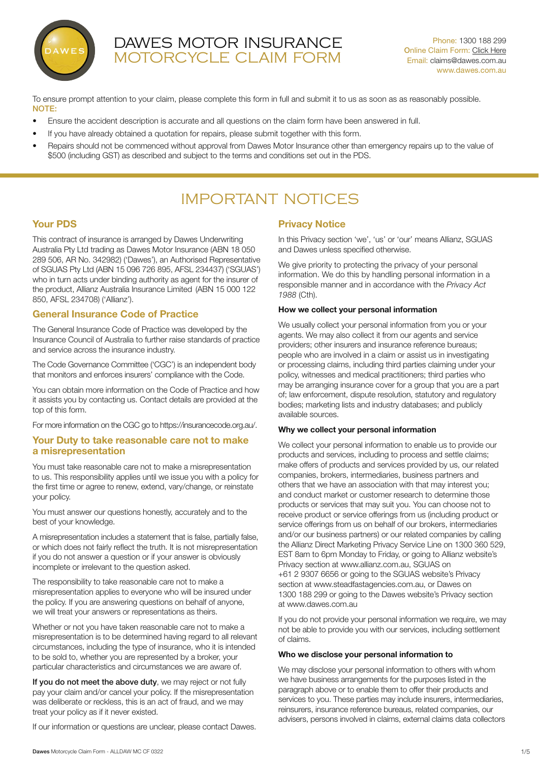# DAWES MOTOR INSURANCE MOTORCYCLE CLAIM FORM

Phone: 1300 188 299
Online Claim Form: Click Here
Email: claims@dawes.com.au
www.dawes.com.au

To ensure prompt attention to your claim, please complete this form in full and submit it to us as soon as as reasonably possible.

**NOTE:**

- Ensure the accident description is accurate and all questions on the claim form have been answered in full.
- If you have already obtained a quotation for repairs, please submit together with this form.
- Repairs should not be commenced without approval from Dawes Motor Insurance other than emergency repairs up to the value of $500 (including GST) as described and subject to the terms and conditions set out in the PDS.

## IMPORTANT NOTICES

### Your PDS

This contract of insurance is arranged by Dawes Underwriting Australia Pty Ltd trading as Dawes Motor Insurance (ABN 18 050 289 506, AR No. 342982) ('Dawes'), an Authorised Representative of SGUAS Pty Ltd (ABN 15 096 726 895, AFSL 234437) ('SGUAS') who in turn acts under binding authority as agent for the insurer of the product, Allianz Australia Insurance Limited (ABN 15 000 122 850, AFSL 234708) ('Allianz').

### General Insurance Code of Practice

The General Insurance Code of Practice was developed by the Insurance Council of Australia to further raise standards of practice and service across the insurance industry.

The Code Governance Committee ('CGC') is an independent body that monitors and enforces insurers' compliance with the Code.

You can obtain more information on the Code of Practice and how it assists you by contacting us. Contact details are provided at the top of this form.

For more information on the CGC go to https://insurancecode.org.au/.

### Your Duty to take reasonable care not to make a misrepresentation

You must take reasonable care not to make a misrepresentation to us. This responsibility applies until we issue you with a policy for the first time or agree to renew, extend, vary/change, or reinstate your policy.

You must answer our questions honestly, accurately and to the best of your knowledge.

A misrepresentation includes a statement that is false, partially false, or which does not fairly reflect the truth. It is not misrepresentation if you do not answer a question or if your answer is obviously incomplete or irrelevant to the question asked.

The responsibility to take reasonable care not to make a misrepresentation applies to everyone who will be insured under the policy. If you are answering questions on behalf of anyone, we will treat your answers or representations as theirs.

Whether or not you have taken reasonable care not to make a misrepresentation is to be determined having regard to all relevant circumstances, including the type of insurance, who it is intended to be sold to, whether you are represented by a broker, your particular characteristics and circumstances we are aware of.

**If you do not meet the above duty**, we may reject or not fully pay your claim and/or cancel your policy. If the misrepresentation was deliberate or reckless, this is an act of fraud, and we may treat your policy as if it never existed.

If our information or questions are unclear, please contact Dawes.

### Privacy Notice

In this Privacy section 'we', 'us' or 'our' means Allianz, SGUAS and Dawes unless specified otherwise.

We give priority to protecting the privacy of your personal information. We do this by handling personal information in a responsible manner and in accordance with the *Privacy Act 1988* (Cth).

**How we collect your personal information**

We usually collect your personal information from you or your agents. We may also collect it from our agents and service providers; other insurers and insurance reference bureaus; people who are involved in a claim or assist us in investigating or processing claims, including third parties claiming under your policy, witnesses and medical practitioners; third parties who may be arranging insurance cover for a group that you are a part of; law enforcement, dispute resolution, statutory and regulatory bodies; marketing lists and industry databases; and publicly available sources.

**Why we collect your personal information**

We collect your personal information to enable us to provide our products and services, including to process and settle claims; make offers of products and services provided by us, our related companies, brokers, intermediaries, business partners and others that we have an association with that may interest you; and conduct market or customer research to determine those products or services that may suit you. You can choose not to receive product or service offerings from us (including product or service offerings from us on behalf of our brokers, intermediaries and/or our business partners) or our related companies by calling the Allianz Direct Marketing Privacy Service Line on 1300 360 529, EST 8am to 6pm Monday to Friday, or going to Allianz website's Privacy section at www.allianz.com.au, SGUAS on +61 2 9307 6656 or going to the SGUAS website's Privacy section at www.steadfastagencies.com.au, or Dawes on 1300 188 299 or going to the Dawes website's Privacy section at www.dawes.com.au

If you do not provide your personal information we require, we may not be able to provide you with our services, including settlement of claims.

**Who we disclose your personal information to**

We may disclose your personal information to others with whom we have business arrangements for the purposes listed in the paragraph above or to enable them to offer their products and services to you. These parties may include insurers, intermediaries, reinsurers, insurance reference bureaus, related companies, our advisers, persons involved in claims, external claims data collectors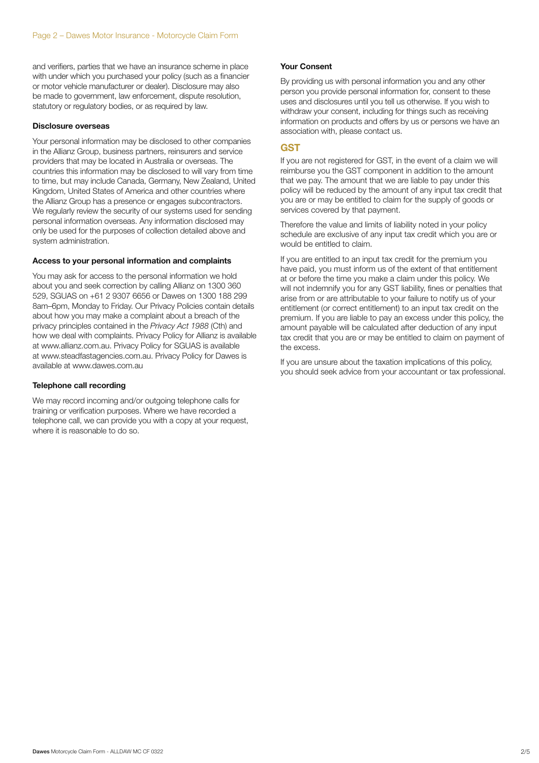and verifiers, parties that we have an insurance scheme in place with under which you purchased your policy (such as a financier or motor vehicle manufacturer or dealer). Disclosure may also be made to government, law enforcement, dispute resolution, statutory or regulatory bodies, or as required by law.

**Disclosure overseas**

Your personal information may be disclosed to other companies in the Allianz Group, business partners, reinsurers and service providers that may be located in Australia or overseas. The countries this information may be disclosed to will vary from time to time, but may include Canada, Germany, New Zealand, United Kingdom, United States of America and other countries where the Allianz Group has a presence or engages subcontractors. We regularly review the security of our systems used for sending personal information overseas. Any information disclosed may only be used for the purposes of collection detailed above and system administration.

**Access to your personal information and complaints**

You may ask for access to the personal information we hold about you and seek correction by calling Allianz on 1300 360 529, SGUAS on +61 2 9307 6656 or Dawes on 1300 188 299 8am–6pm, Monday to Friday. Our Privacy Policies contain details about how you may make a complaint about a breach of the privacy principles contained in the *Privacy Act 1988* (Cth) and how we deal with complaints. Privacy Policy for Allianz is available at www.allianz.com.au. Privacy Policy for SGUAS is available at www.steadfastagencies.com.au. Privacy Policy for Dawes is available at www.dawes.com.au

**Telephone call recording**

We may record incoming and/or outgoing telephone calls for training or verification purposes. Where we have recorded a telephone call, we can provide you with a copy at your request, where it is reasonable to do so.

**Your Consent**

By providing us with personal information you and any other person you provide personal information for, consent to these uses and disclosures until you tell us otherwise. If you wish to withdraw your consent, including for things such as receiving information on products and offers by us or persons we have an association with, please contact us.

## GST

If you are not registered for GST, in the event of a claim we will reimburse you the GST component in addition to the amount that we pay. The amount that we are liable to pay under this policy will be reduced by the amount of any input tax credit that you are or may be entitled to claim for the supply of goods or services covered by that payment.

Therefore the value and limits of liability noted in your policy schedule are exclusive of any input tax credit which you are or would be entitled to claim.

If you are entitled to an input tax credit for the premium you have paid, you must inform us of the extent of that entitlement at or before the time you make a claim under this policy. We will not indemnify you for any GST liability, fines or penalties that arise from or are attributable to your failure to notify us of your entitlement (or correct entitlement) to an input tax credit on the premium. If you are liable to pay an excess under this policy, the amount payable will be calculated after deduction of any input tax credit that you are or may be entitled to claim on payment of the excess.

If you are unsure about the taxation implications of this policy, you should seek advice from your accountant or tax professional.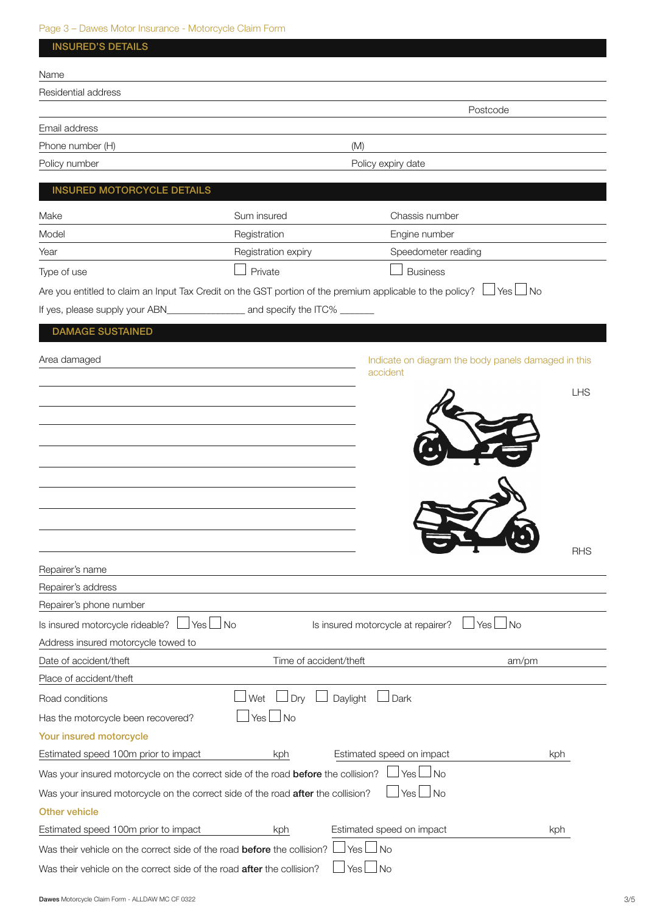## INSURED'S DETAILS

Name

Residential address

Postcode

Email address

Phone number (H) (M)

Policy number Policy expiry date

## INSURED MOTORCYCLE DETAILS

| Make | Sum insured | Chassis number |
| --- | --- | --- |
| Model | Registration | Engine number |
| Year | Registration expiry | Speedometer reading |
| Type of use | ☐ Private | ☐ Business |

Are you entitled to claim an Input Tax Credit on the GST portion of the premium applicable to the policy? ☐ Yes ☐ No

If yes, please supply your ABN_______________ and specify the ITC% _______

## DAMAGE SUSTAINED

Area damaged

Indicate on diagram the body panels damaged in this accident

LHS

RHS

Repairer's name

Repairer's address

Repairer's phone number

Is insured motorcycle rideable? ☐ Yes ☐ No Is insured motorcycle at repairer? ☐ Yes ☐ No

Address insured motorcycle towed to

Date of accident/theft Time of accident/theft am/pm

Place of accident/theft

Road conditions ☐ Wet ☐ Dry ☐ Daylight ☐ Dark

Has the motorcycle been recovered? ☐ Yes ☐ No

### Your insured motorcycle

Estimated speed 100m prior to impact kph Estimated speed on impact kph

Was your insured motorcycle on the correct side of the road **before** the collision? ☐ Yes ☐ No

Was your insured motorcycle on the correct side of the road **after** the collision? ☐ Yes ☐ No

### Other vehicle

Estimated speed 100m prior to impact kph Estimated speed on impact kph

Was their vehicle on the correct side of the road **before** the collision? ☐ Yes ☐ No

Was their vehicle on the correct side of the road **after** the collision? ☐ Yes ☐ No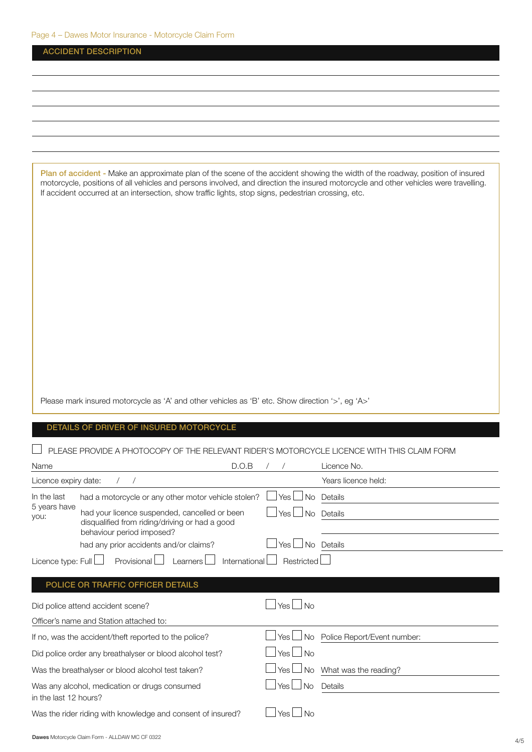## ACCIDENT DESCRIPTION

**Plan of accident** - Make an approximate plan of the scene of the accident showing the width of the roadway, position of insured motorcycle, positions of all vehicles and persons involved, and direction the insured motorcycle and other vehicles were travelling. If accident occurred at an intersection, show traffic lights, stop signs, pedestrian crossing, etc.

Please mark insured motorcycle as 'A' and other vehicles as 'B' etc. Show direction '>', eg 'A>'

## DETAILS OF DRIVER OF INSURED MOTORCYCLE

☐ PLEASE PROVIDE A PHOTOCOPY OF THE RELEVANT RIDER'S MOTORCYCLE LICENCE WITH THIS CLAIM FORM

Name                D.O.B   /   /          Licence No.

Licence expiry date:   /   /          Years licence held:

| In the last 5 years have you: | | | |
|---|---|---|---|
| | had a motorcycle or any other motor vehicle stolen? | ☐ Yes ☐ No | Details |
| | had your licence suspended, cancelled or been disqualified from riding/driving or had a good behaviour period imposed? | ☐ Yes ☐ No | Details |
| | had any prior accidents and/or claims? | ☐ Yes ☐ No | Details |

Licence type: Full ☐   Provisional ☐   Learners ☐   International ☐   Restricted ☐

## POLICE OR TRAFFIC OFFICER DETAILS

| | | |
|---|---|---|
| Did police attend accident scene? | ☐ Yes ☐ No | |
| Officer's name and Station attached to: | | |
| If no, was the accident/theft reported to the police? | ☐ Yes ☐ No | Police Report/Event number: |
| Did police order any breathalyser or blood alcohol test? | ☐ Yes ☐ No | |
| Was the breathalyser or blood alcohol test taken? | ☐ Yes ☐ No | What was the reading? |
| Was any alcohol, medication or drugs consumed in the last 12 hours? | ☐ Yes ☐ No | Details |
| Was the rider riding with knowledge and consent of insured? | ☐ Yes ☐ No | |

**Dawes** Motorcycle Claim Form - ALLDAW MC CF 0322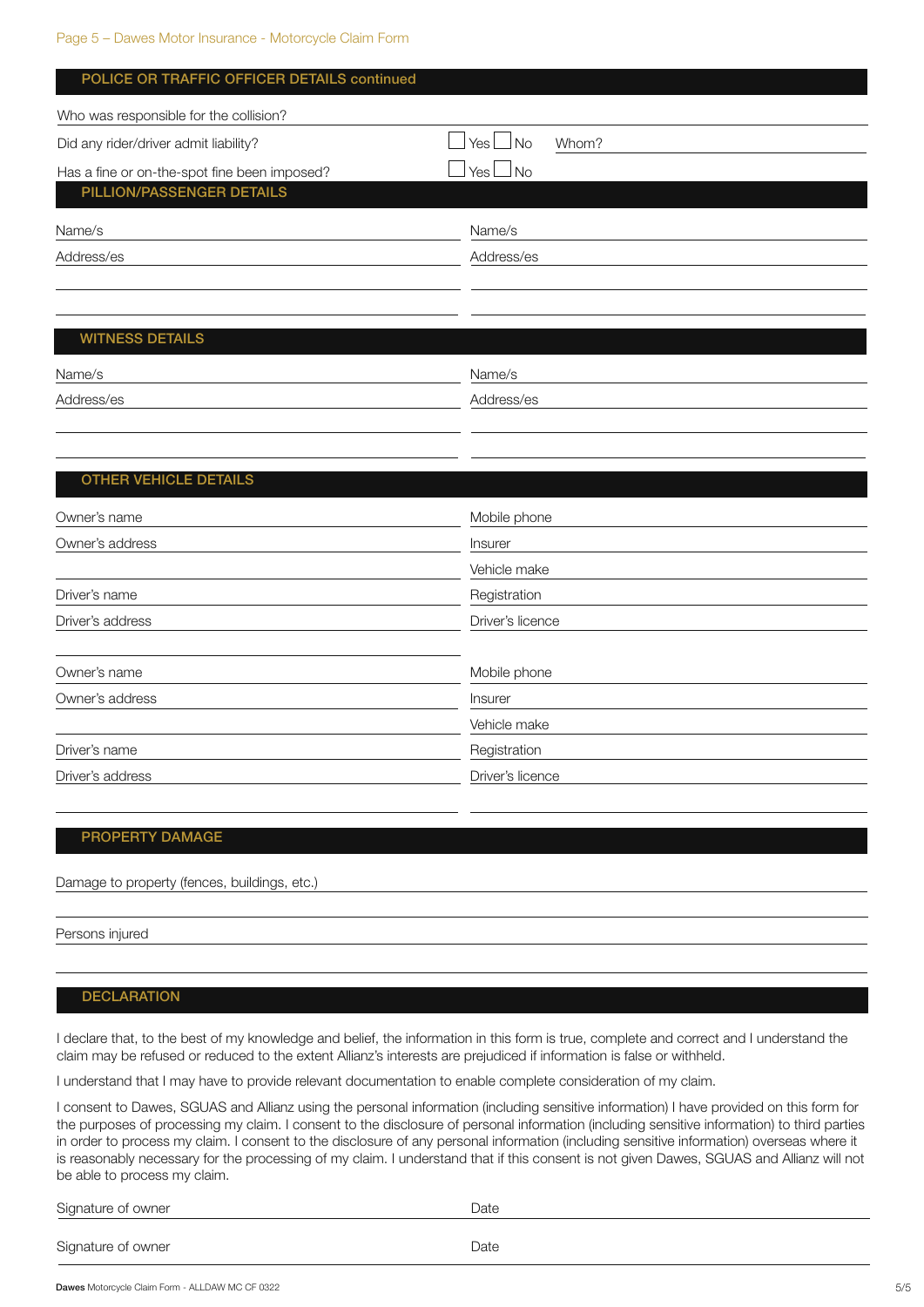## POLICE OR TRAFFIC OFFICER DETAILS continued

Who was responsible for the collision?

Did any rider/driver admit liability? ☐ Yes ☐ No Whom?

Has a fine or on-the-spot fine been imposed? ☐ Yes ☐ No

## PILLION/PASSENGER DETAILS

| | |
|---|---|
| Name/s | Name/s |
| Address/es | Address/es |

## WITNESS DETAILS

| | |
|---|---|
| Name/s | Name/s |
| Address/es | Address/es |

## OTHER VEHICLE DETAILS

| | |
|---|---|
| Owner's name | Mobile phone |
| Owner's address | Insurer |
| | Vehicle make |
| Driver's name | Registration |
| Driver's address | Driver's licence |

| | |
|---|---|
| Owner's name | Mobile phone |
| Owner's address | Insurer |
| | Vehicle make |
| Driver's name | Registration |
| Driver's address | Driver's licence |

## PROPERTY DAMAGE

Damage to property (fences, buildings, etc.)

Persons injured

## DECLARATION

I declare that, to the best of my knowledge and belief, the information in this form is true, complete and correct and I understand the claim may be refused or reduced to the extent Allianz's interests are prejudiced if information is false or withheld.

I understand that I may have to provide relevant documentation to enable complete consideration of my claim.

I consent to Dawes, SGUAS and Allianz using the personal information (including sensitive information) I have provided on this form for the purposes of processing my claim. I consent to the disclosure of personal information (including sensitive information) to third parties in order to process my claim. I consent to the disclosure of any personal information (including sensitive information) overseas where it is reasonably necessary for the processing of my claim. I understand that if this consent is not given Dawes, SGUAS and Allianz will not be able to process my claim.

| | |
|---|---|
| Signature of owner | Date |
| Signature of owner | Date |

**Dawes** Motorcycle Claim Form - ALLDAW MC CF 0322